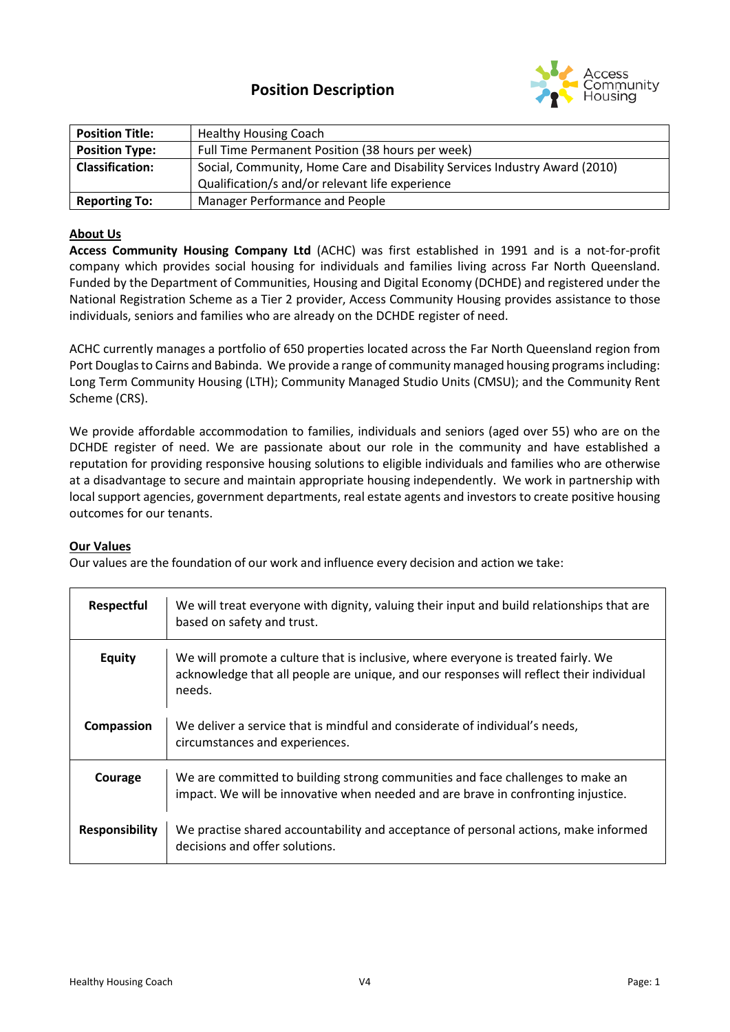# Position Description

| | |
|---|---|
| **Position Title:** | Healthy Housing Coach |
| **Position Type:** | Full Time Permanent Position (38 hours per week) |
| **Classification:** | Social, Community, Home Care and Disability Services Industry Award (2010) Qualification/s and/or relevant life experience |
| **Reporting To:** | Manager Performance and People |

## About Us

**Access Community Housing Company Ltd** (ACHC) was first established in 1991 and is a not-for-profit company which provides social housing for individuals and families living across Far North Queensland. Funded by the Department of Communities, Housing and Digital Economy (DCHDE) and registered under the National Registration Scheme as a Tier 2 provider, Access Community Housing provides assistance to those individuals, seniors and families who are already on the DCHDE register of need.

ACHC currently manages a portfolio of 650 properties located across the Far North Queensland region from Port Douglas to Cairns and Babinda. We provide a range of community managed housing programs including: Long Term Community Housing (LTH); Community Managed Studio Units (CMSU); and the Community Rent Scheme (CRS).

We provide affordable accommodation to families, individuals and seniors (aged over 55) who are on the DCHDE register of need. We are passionate about our role in the community and have established a reputation for providing responsive housing solutions to eligible individuals and families who are otherwise at a disadvantage to secure and maintain appropriate housing independently. We work in partnership with local support agencies, government departments, real estate agents and investors to create positive housing outcomes for our tenants.

## Our Values

Our values are the foundation of our work and influence every decision and action we take:

| | |
|---|---|
| **Respectful** | We will treat everyone with dignity, valuing their input and build relationships that are based on safety and trust. |
| **Equity** | We will promote a culture that is inclusive, where everyone is treated fairly. We acknowledge that all people are unique, and our responses will reflect their individual needs. |
| **Compassion** | We deliver a service that is mindful and considerate of individual's needs, circumstances and experiences. |
| **Courage** | We are committed to building strong communities and face challenges to make an impact. We will be innovative when needed and are brave in confronting injustice. |
| **Responsibility** | We practise shared accountability and acceptance of personal actions, make informed decisions and offer solutions. |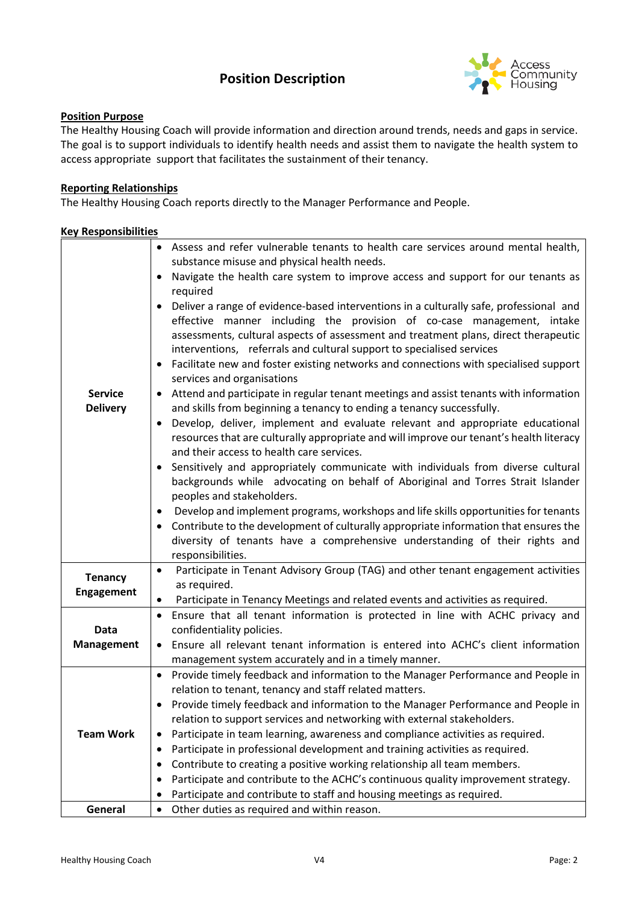# Position Description

## Position Purpose

The Healthy Housing Coach will provide information and direction around trends, needs and gaps in service. The goal is to support individuals to identify health needs and assist them to navigate the health system to access appropriate support that facilitates the sustainment of their tenancy.

## Reporting Relationships

The Healthy Housing Coach reports directly to the Manager Performance and People.

## Key Responsibilities

| | |
|---|---|
| **Service Delivery** | • Assess and refer vulnerable tenants to health care services around mental health, substance misuse and physical health needs.<br>• Navigate the health care system to improve access and support for our tenants as required<br>• Deliver a range of evidence-based interventions in a culturally safe, professional and effective manner including the provision of co-case management, intake assessments, cultural aspects of assessment and treatment plans, direct therapeutic interventions, referrals and cultural support to specialised services<br>• Facilitate new and foster existing networks and connections with specialised support services and organisations<br>• Attend and participate in regular tenant meetings and assist tenants with information and skills from beginning a tenancy to ending a tenancy successfully.<br>• Develop, deliver, implement and evaluate relevant and appropriate educational resources that are culturally appropriate and will improve our tenant's health literacy and their access to health care services.<br>• Sensitively and appropriately communicate with individuals from diverse cultural backgrounds while advocating on behalf of Aboriginal and Torres Strait Islander peoples and stakeholders.<br>• Develop and implement programs, workshops and life skills opportunities for tenants<br>• Contribute to the development of culturally appropriate information that ensures the diversity of tenants have a comprehensive understanding of their rights and responsibilities. |
| **Tenancy Engagement** | • Participate in Tenant Advisory Group (TAG) and other tenant engagement activities as required.<br>• Participate in Tenancy Meetings and related events and activities as required. |
| **Data Management** | • Ensure that all tenant information is protected in line with ACHC privacy and confidentiality policies.<br>• Ensure all relevant tenant information is entered into ACHC's client information management system accurately and in a timely manner. |
| **Team Work** | • Provide timely feedback and information to the Manager Performance and People in relation to tenant, tenancy and staff related matters.<br>• Provide timely feedback and information to the Manager Performance and People in relation to support services and networking with external stakeholders.<br>• Participate in team learning, awareness and compliance activities as required.<br>• Participate in professional development and training activities as required.<br>• Contribute to creating a positive working relationship all team members.<br>• Participate and contribute to the ACHC's continuous quality improvement strategy.<br>• Participate and contribute to staff and housing meetings as required. |
| **General** | • Other duties as required and within reason. |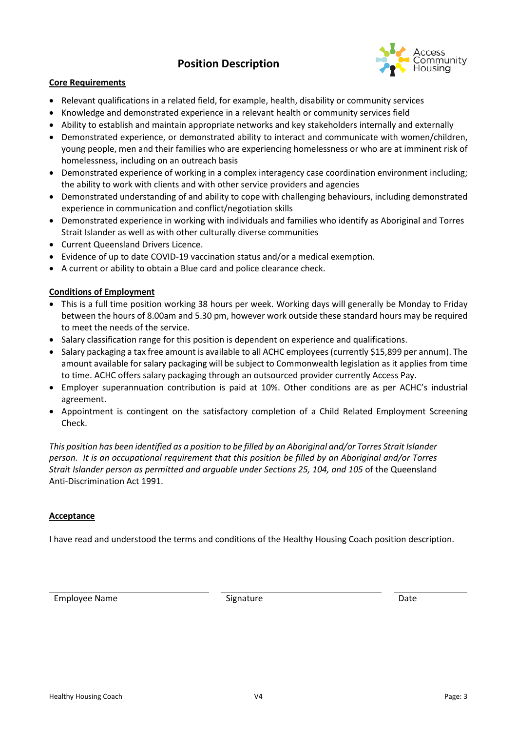# Position Description

Access Community Housing

## Core Requirements

- Relevant qualifications in a related field, for example, health, disability or community services
- Knowledge and demonstrated experience in a relevant health or community services field
- Ability to establish and maintain appropriate networks and key stakeholders internally and externally
- Demonstrated experience, or demonstrated ability to interact and communicate with women/children, young people, men and their families who are experiencing homelessness or who are at imminent risk of homelessness, including on an outreach basis
- Demonstrated experience of working in a complex interagency case coordination environment including; the ability to work with clients and with other service providers and agencies
- Demonstrated understanding of and ability to cope with challenging behaviours, including demonstrated experience in communication and conflict/negotiation skills
- Demonstrated experience in working with individuals and families who identify as Aboriginal and Torres Strait Islander as well as with other culturally diverse communities
- Current Queensland Drivers Licence.
- Evidence of up to date COVID-19 vaccination status and/or a medical exemption.
- A current or ability to obtain a Blue card and police clearance check.

## Conditions of Employment

- This is a full time position working 38 hours per week. Working days will generally be Monday to Friday between the hours of 8.00am and 5.30 pm, however work outside these standard hours may be required to meet the needs of the service.
- Salary classification range for this position is dependent on experience and qualifications.
- Salary packaging a tax free amount is available to all ACHC employees (currently $15,899 per annum). The amount available for salary packaging will be subject to Commonwealth legislation as it applies from time to time. ACHC offers salary packaging through an outsourced provider currently Access Pay.
- Employer superannuation contribution is paid at 10%. Other conditions are as per ACHC's industrial agreement.
- Appointment is contingent on the satisfactory completion of a Child Related Employment Screening Check.

*This position has been identified as a position to be filled by an Aboriginal and/or Torres Strait Islander person. It is an occupational requirement that this position be filled by an Aboriginal and/or Torres Strait Islander person as permitted and arguable under Sections 25, 104, and 105* of the Queensland Anti-Discrimination Act 1991.

## Acceptance

I have read and understood the terms and conditions of the Healthy Housing Coach position description.

| | | |
|---|---|---|
| Employee Name | Signature | Date |